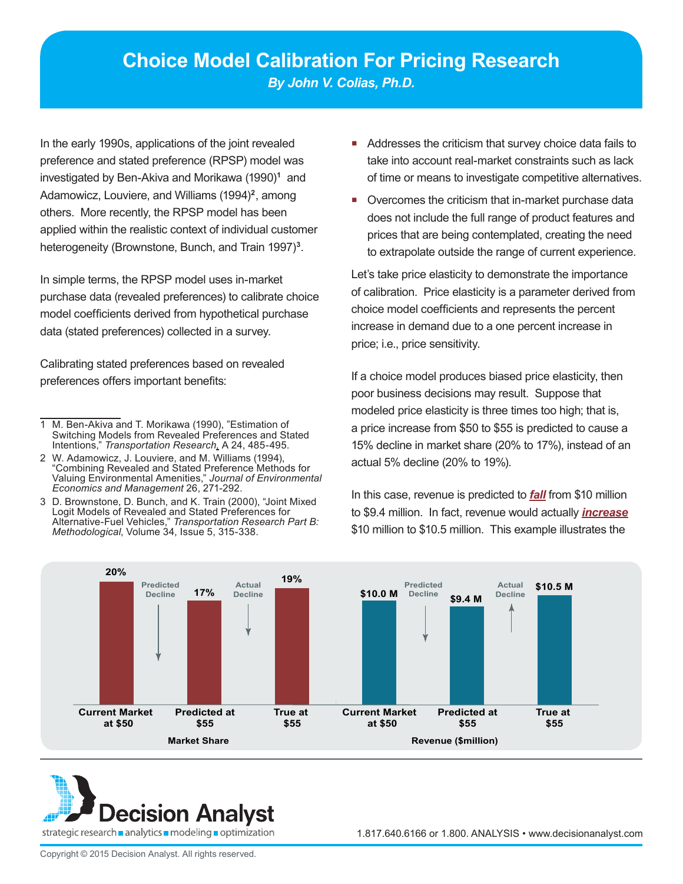# Choice Model Calibration For Pricing Research

***By John V. Colias, Ph.D.***

In the early 1990s, applications of the joint revealed preference and stated preference (RPSP) model was investigated by Ben-Akiva and Morikawa (1990)[1] and Adamowicz, Louviere, and Williams (1994)[2], among others. More recently, the RPSP model has been applied within the realistic context of individual customer heterogeneity (Brownstone, Bunch, and Train 1997)[3].

In simple terms, the RPSP model uses in-market purchase data (revealed preferences) to calibrate choice model coefficients derived from hypothetical purchase data (stated preferences) collected in a survey.

Calibrating stated preferences based on revealed preferences offers important benefits:

- Addresses the criticism that survey choice data fails to take into account real-market constraints such as lack of time or means to investigate competitive alternatives.
- Overcomes the criticism that in-market purchase data does not include the full range of product features and prices that are being contemplated, creating the need to extrapolate outside the range of current experience.

Let's take price elasticity to demonstrate the importance of calibration. Price elasticity is a parameter derived from choice model coefficients and represents the percent increase in demand due to a one percent increase in price; i.e., price sensitivity.

If a choice model produces biased price elasticity, then poor business decisions may result. Suppose that modeled price elasticity is three times too high; that is, a price increase from \$50 to \$55 is predicted to cause a 15% decline in market share (20% to 17%), instead of an actual 5% decline (20% to 19%).

In this case, revenue is predicted to ***fall*** from \$10 million to \$9.4 million. In fact, revenue would actually ***increase*** \$10 million to \$10.5 million. This example illustrates the

**Market Share**

| Current Market at \$50 | Predicted at \$55 | True at \$55 |
|---|---|---|
| 20% | 17% | 19% |

**Revenue (\$million)**

| Current Market at \$50 | Predicted at \$55 | True at \$55 |
|---|---|---|
| \$10.0 M | \$9.4 M | \$10.5 M |

---

1 M. Ben-Akiva and T. Morikawa (1990), "Estimation of Switching Models from Revealed Preferences and Stated Intentions," *Transportation Research*, A 24, 485-495.

2 W. Adamowicz, J. Louviere, and M. Williams (1994), "Combining Revealed and Stated Preference Methods for Valuing Environmental Amenities," *Journal of Environmental Economics and Management* 26, 271-292.

3 D. Brownstone, D. Bunch, and K. Train (2000), "Joint Mixed Logit Models of Revealed and Stated Preferences for Alternative-Fuel Vehicles," *Transportation Research Part B: Methodological*, Volume 34, Issue 5, 315-338.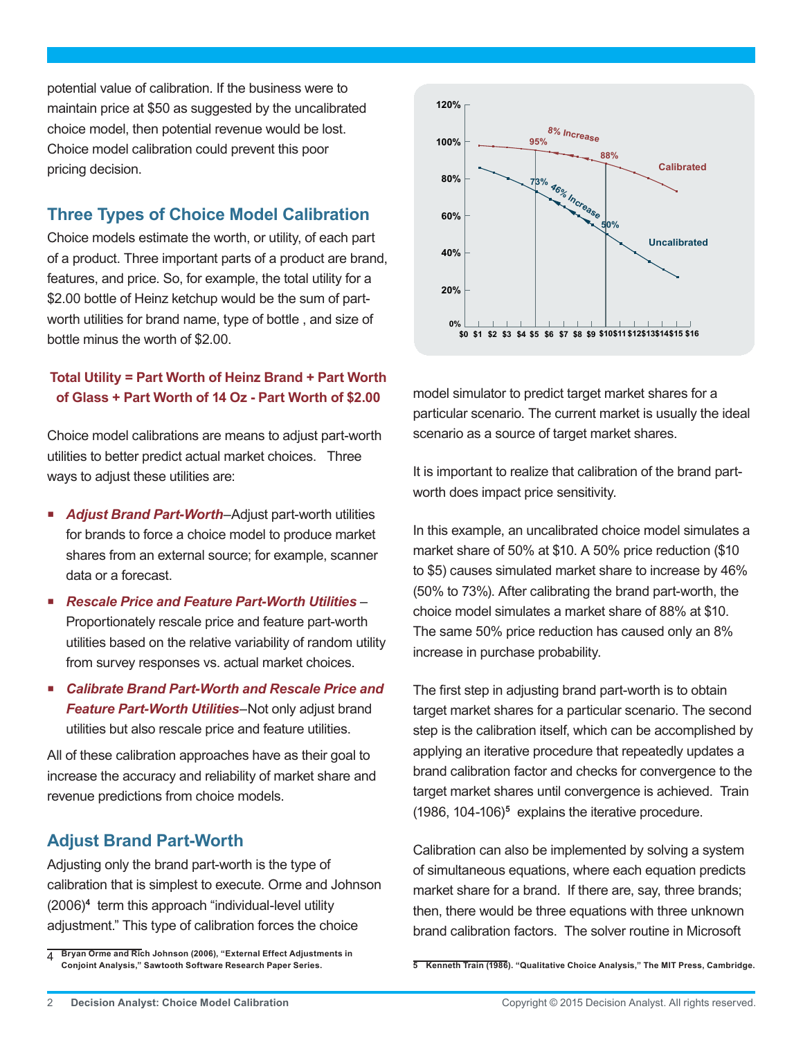potential value of calibration. If the business were to maintain price at $50 as suggested by the uncalibrated choice model, then potential revenue would be lost. Choice model calibration could prevent this poor pricing decision.

## Three Types of Choice Model Calibration

Choice models estimate the worth, or utility, of each part of a product. Three important parts of a product are brand, features, and price. So, for example, the total utility for a $2.00 bottle of Heinz ketchup would be the sum of part-worth utilities for brand name, type of bottle , and size of bottle minus the worth of $2.00.

**Total Utility = Part Worth of Heinz Brand + Part Worth of Glass + Part Worth of 14 Oz - Part Worth of $2.00**

Choice model calibrations are means to adjust part-worth utilities to better predict actual market choices. Three ways to adjust these utilities are:

- ***Adjust Brand Part-Worth***–Adjust part-worth utilities for brands to force a choice model to produce market shares from an external source; for example, scanner data or a forecast.
- ***Rescale Price and Feature Part-Worth Utilities*** – Proportionately rescale price and feature part-worth utilities based on the relative variability of random utility from survey responses vs. actual market choices.
- ***Calibrate Brand Part-Worth and Rescale Price and Feature Part-Worth Utilities***–Not only adjust brand utilities but also rescale price and feature utilities.

All of these calibration approaches have as their goal to increase the accuracy and reliability of market share and revenue predictions from choice models.

## Adjust Brand Part-Worth

Adjusting only the brand part-worth is the type of calibration that is simplest to execute. Orme and Johnson (2006)[4] term this approach "individual-level utility adjustment." This type of calibration forces the choice model simulator to predict target market shares for a particular scenario. The current market is usually the ideal scenario as a source of target market shares.

It is important to realize that calibration of the brand part-worth does impact price sensitivity.

In this example, an uncalibrated choice model simulates a market share of 50% at $10. A 50% price reduction ($10 to $5) causes simulated market share to increase by 46% (50% to 73%). After calibrating the brand part-worth, the choice model simulates a market share of 88% at $10. The same 50% price reduction has caused only an 8% increase in purchase probability.

The first step in adjusting brand part-worth is to obtain target market shares for a particular scenario. The second step is the calibration itself, which can be accomplished by applying an iterative procedure that repeatedly updates a brand calibration factor and checks for convergence to the target market shares until convergence is achieved. Train (1986, 104-106)[5] explains the iterative procedure.

Calibration can also be implemented by solving a system of simultaneous equations, where each equation predicts market share for a brand. If there are, say, three brands; then, there would be three equations with three unknown brand calibration factors. The solver routine in Microsoft

4 Bryan Orme and Rich Johnson (2006), "External Effect Adjustments in Conjoint Analysis," Sawtooth Software Research Paper Series.

5 Kenneth Train (1986). "Qualitative Choice Analysis," The MIT Press, Cambridge.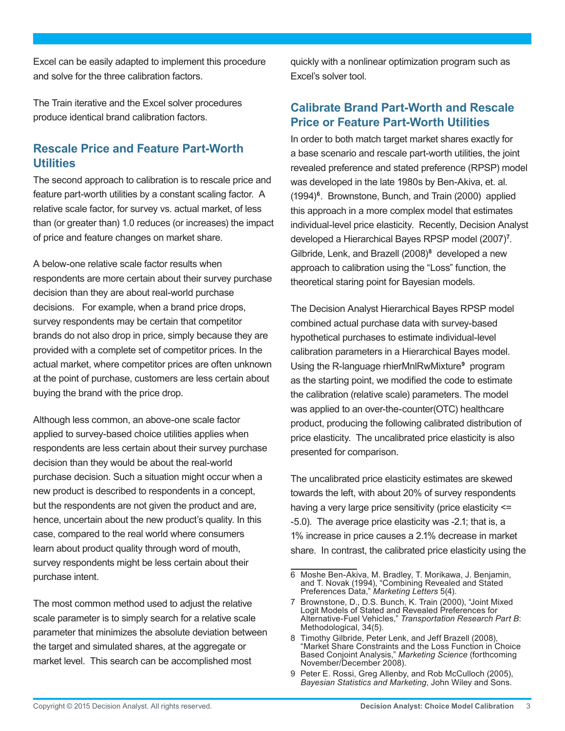Excel can be easily adapted to implement this procedure and solve for the three calibration factors.

The Train iterative and the Excel solver procedures produce identical brand calibration factors.

## Rescale Price and Feature Part-Worth Utilities

The second approach to calibration is to rescale price and feature part-worth utilities by a constant scaling factor. A relative scale factor, for survey vs. actual market, of less than (or greater than) 1.0 reduces (or increases) the impact of price and feature changes on market share.

A below-one relative scale factor results when respondents are more certain about their survey purchase decision than they are about real-world purchase decisions. For example, when a brand price drops, survey respondents may be certain that competitor brands do not also drop in price, simply because they are provided with a complete set of competitor prices. In the actual market, where competitor prices are often unknown at the point of purchase, customers are less certain about buying the brand with the price drop.

Although less common, an above-one scale factor applied to survey-based choice utilities applies when respondents are less certain about their survey purchase decision than they would be about the real-world purchase decision. Such a situation might occur when a new product is described to respondents in a concept, but the respondents are not given the product and are, hence, uncertain about the new product's quality. In this case, compared to the real world where consumers learn about product quality through word of mouth, survey respondents might be less certain about their purchase intent.

The most common method used to adjust the relative scale parameter is to simply search for a relative scale parameter that minimizes the absolute deviation between the target and simulated shares, at the aggregate or market level. This search can be accomplished most quickly with a nonlinear optimization program such as Excel's solver tool.

## Calibrate Brand Part-Worth and Rescale Price or Feature Part-Worth Utilities

In order to both match target market shares exactly for a base scenario and rescale part-worth utilities, the joint revealed preference and stated preference (RPSP) model was developed in the late 1980s by Ben-Akiva, et. al. (1994)[6]. Brownstone, Bunch, and Train (2000) applied this approach in a more complex model that estimates individual-level price elasticity. Recently, Decision Analyst developed a Hierarchical Bayes RPSP model (2007)[7]. Gilbride, Lenk, and Brazell (2008)[8] developed a new approach to calibration using the "Loss" function, the theoretical staring point for Bayesian models.

The Decision Analyst Hierarchical Bayes RPSP model combined actual purchase data with survey-based hypothetical purchases to estimate individual-level calibration parameters in a Hierarchical Bayes model. Using the R-language rhierMnlRwMixture[9] program as the starting point, we modified the code to estimate the calibration (relative scale) parameters. The model was applied to an over-the-counter(OTC) healthcare product, producing the following calibrated distribution of price elasticity. The uncalibrated price elasticity is also presented for comparison.

The uncalibrated price elasticity estimates are skewed towards the left, with about 20% of survey respondents having a very large price sensitivity (price elasticity <= -5.0). The average price elasticity was -2.1; that is, a 1% increase in price causes a 2.1% decrease in market share. In contrast, the calibrated price elasticity using the

---

6 Moshe Ben-Akiva, M. Bradley, T. Morikawa, J. Benjamin, and T. Novak (1994), "Combining Revealed and Stated Preferences Data," *Marketing Letters* 5(4).

7 Brownstone, D., D.S. Bunch, K. Train (2000), "Joint Mixed Logit Models of Stated and Revealed Preferences for Alternative-Fuel Vehicles," *Transportation Research Part B*: Methodological, 34(5).

8 Timothy Gilbride, Peter Lenk, and Jeff Brazell (2008), "Market Share Constraints and the Loss Function in Choice Based Conjoint Analysis," *Marketing Science* (forthcoming November/December 2008).

9 Peter E. Rossi, Greg Allenby, and Rob McCulloch (2005), *Bayesian Statistics and Marketing*, John Wiley and Sons.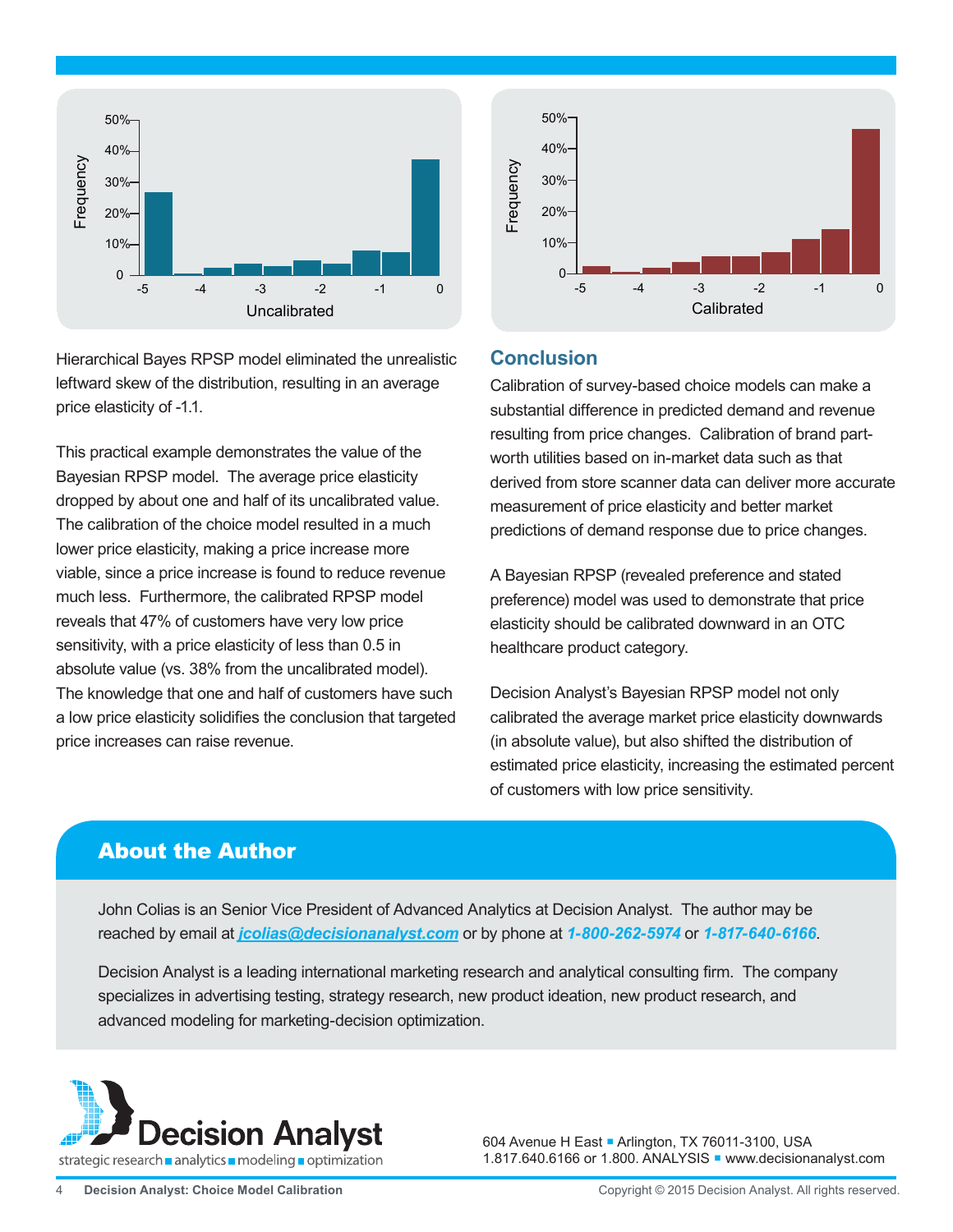50%
40%
30%
20%
10%
0
Frequency
-5 -4 -3 -2 -1 0
Uncalibrated

50%
40%
30%
20%
10%
0
Frequency
-5 -4 -3 -2 -1 0
Calibrated

Hierarchical Bayes RPSP model eliminated the unrealistic leftward skew of the distribution, resulting in an average price elasticity of -1.1.

This practical example demonstrates the value of the Bayesian RPSP model. The average price elasticity dropped by about one and half of its uncalibrated value. The calibration of the choice model resulted in a much lower price elasticity, making a price increase more viable, since a price increase is found to reduce revenue much less. Furthermore, the calibrated RPSP model reveals that 47% of customers have very low price sensitivity, with a price elasticity of less than 0.5 in absolute value (vs. 38% from the uncalibrated model). The knowledge that one and half of customers have such a low price elasticity solidifies the conclusion that targeted price increases can raise revenue.

## Conclusion

Calibration of survey-based choice models can make a substantial difference in predicted demand and revenue resulting from price changes. Calibration of brand part-worth utilities based on in-market data such as that derived from store scanner data can deliver more accurate measurement of price elasticity and better market predictions of demand response due to price changes.

A Bayesian RPSP (revealed preference and stated preference) model was used to demonstrate that price elasticity should be calibrated downward in an OTC healthcare product category.

Decision Analyst's Bayesian RPSP model not only calibrated the average market price elasticity downwards (in absolute value), but also shifted the distribution of estimated price elasticity, increasing the estimated percent of customers with low price sensitivity.

## About the Author

John Colias is an Senior Vice President of Advanced Analytics at Decision Analyst. The author may be reached by email at ***jcolias@decisionanalyst.com*** or by phone at ***1-800-262-5974*** or ***1-817-640-6166***.

Decision Analyst is a leading international marketing research and analytical consulting firm. The company specializes in advertising testing, strategy research, new product ideation, new product research, and advanced modeling for marketing-decision optimization.

Decision Analyst
strategic research ■ analytics ■ modeling ■ optimization

604 Avenue H East ■ Arlington, TX 76011-3100, USA
1.817.640.6166 or 1.800. ANALYSIS ■ www.decisionanalyst.com

Copyright © 2015 Decision Analyst. All rights reserved.